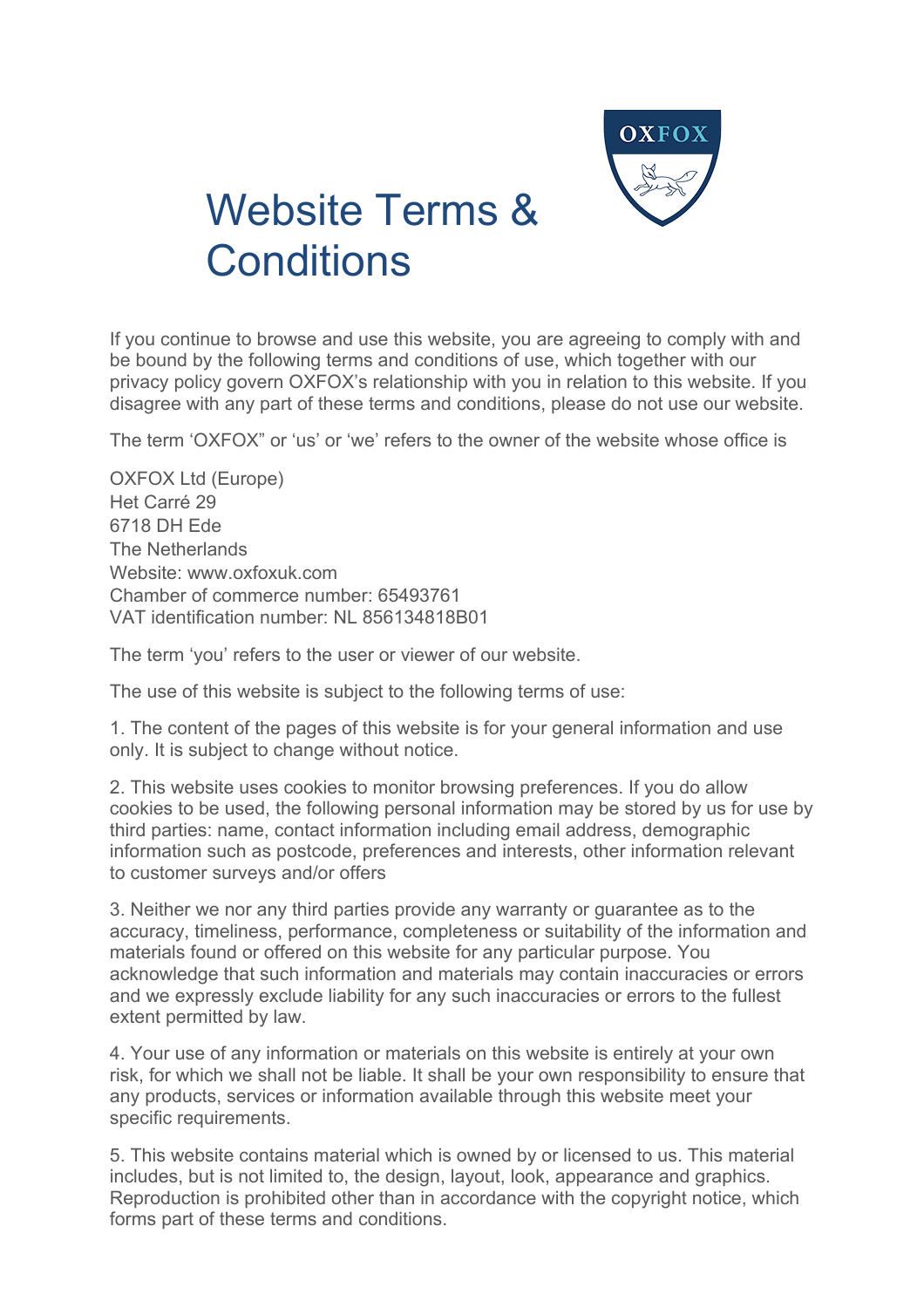# Website Terms & Conditions

If you continue to browse and use this website, you are agreeing to comply with and be bound by the following terms and conditions of use, which together with our privacy policy govern OXFOX's relationship with you in relation to this website. If you disagree with any part of these terms and conditions, please do not use our website.

The term 'OXFOX" or 'us' or 'we' refers to the owner of the website whose office is

OXFOX Ltd (Europe)
Het Carré 29
6718 DH Ede
The Netherlands
Website: www.oxfoxuk.com
Chamber of commerce number: 65493761
VAT identification number: NL 856134818B01

The term 'you' refers to the user or viewer of our website.

The use of this website is subject to the following terms of use:

1. The content of the pages of this website is for your general information and use only. It is subject to change without notice.

2. This website uses cookies to monitor browsing preferences. If you do allow cookies to be used, the following personal information may be stored by us for use by third parties: name, contact information including email address, demographic information such as postcode, preferences and interests, other information relevant to customer surveys and/or offers

3. Neither we nor any third parties provide any warranty or guarantee as to the accuracy, timeliness, performance, completeness or suitability of the information and materials found or offered on this website for any particular purpose. You acknowledge that such information and materials may contain inaccuracies or errors and we expressly exclude liability for any such inaccuracies or errors to the fullest extent permitted by law.

4. Your use of any information or materials on this website is entirely at your own risk, for which we shall not be liable. It shall be your own responsibility to ensure that any products, services or information available through this website meet your specific requirements.

5. This website contains material which is owned by or licensed to us. This material includes, but is not limited to, the design, layout, look, appearance and graphics. Reproduction is prohibited other than in accordance with the copyright notice, which forms part of these terms and conditions.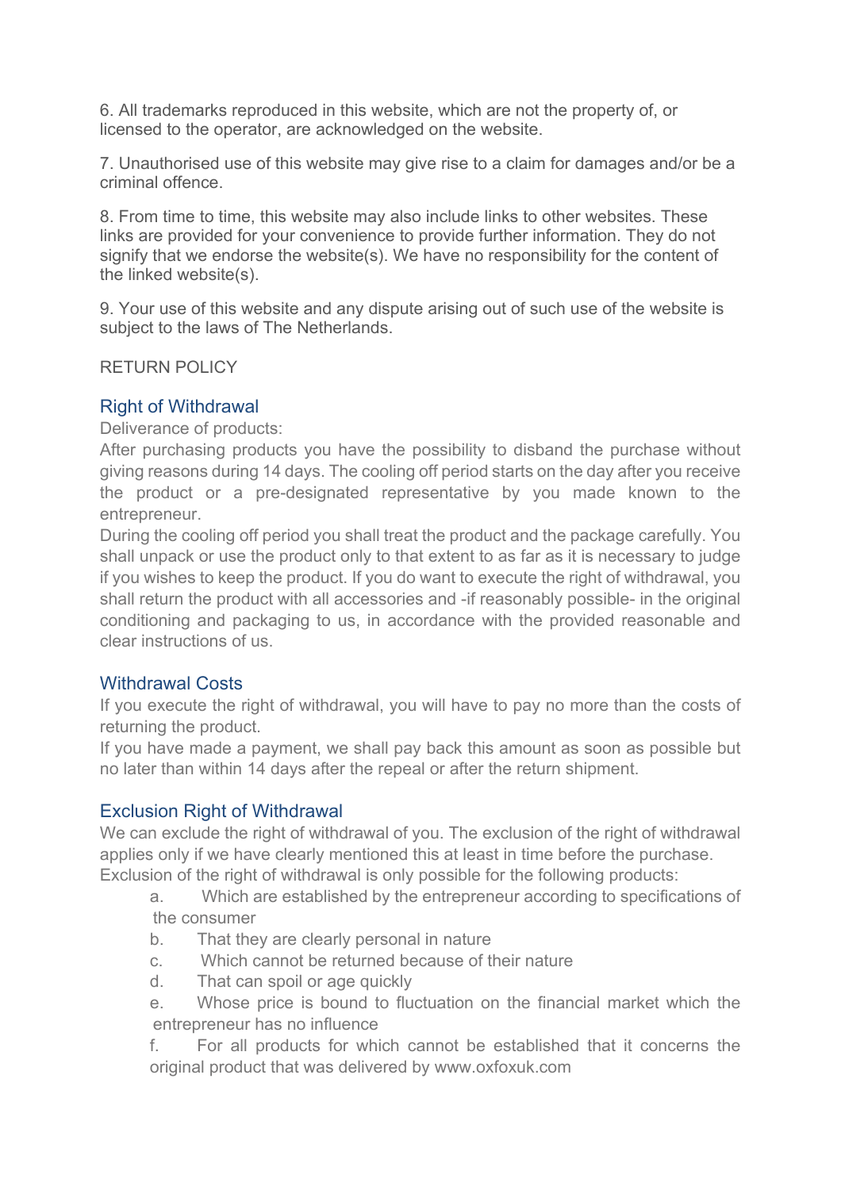6. All trademarks reproduced in this website, which are not the property of, or licensed to the operator, are acknowledged on the website.

7. Unauthorised use of this website may give rise to a claim for damages and/or be a criminal offence.

8. From time to time, this website may also include links to other websites. These links are provided for your convenience to provide further information. They do not signify that we endorse the website(s). We have no responsibility for the content of the linked website(s).

9. Your use of this website and any dispute arising out of such use of the website is subject to the laws of The Netherlands.

RETURN POLICY

## Right of Withdrawal

Deliverance of products:

After purchasing products you have the possibility to disband the purchase without giving reasons during 14 days. The cooling off period starts on the day after you receive the product or a pre-designated representative by you made known to the entrepreneur.

During the cooling off period you shall treat the product and the package carefully. You shall unpack or use the product only to that extent to as far as it is necessary to judge if you wishes to keep the product. If you do want to execute the right of withdrawal, you shall return the product with all accessories and -if reasonably possible- in the original conditioning and packaging to us, in accordance with the provided reasonable and clear instructions of us.

## Withdrawal Costs

If you execute the right of withdrawal, you will have to pay no more than the costs of returning the product.

If you have made a payment, we shall pay back this amount as soon as possible but no later than within 14 days after the repeal or after the return shipment.

## Exclusion Right of Withdrawal

We can exclude the right of withdrawal of you. The exclusion of the right of withdrawal applies only if we have clearly mentioned this at least in time before the purchase.

Exclusion of the right of withdrawal is only possible for the following products:

a. Which are established by the entrepreneur according to specifications of the consumer
b. That they are clearly personal in nature
c. Which cannot be returned because of their nature
d. That can spoil or age quickly
e. Whose price is bound to fluctuation on the financial market which the entrepreneur has no influence
f. For all products for which cannot be established that it concerns the original product that was delivered by www.oxfoxuk.com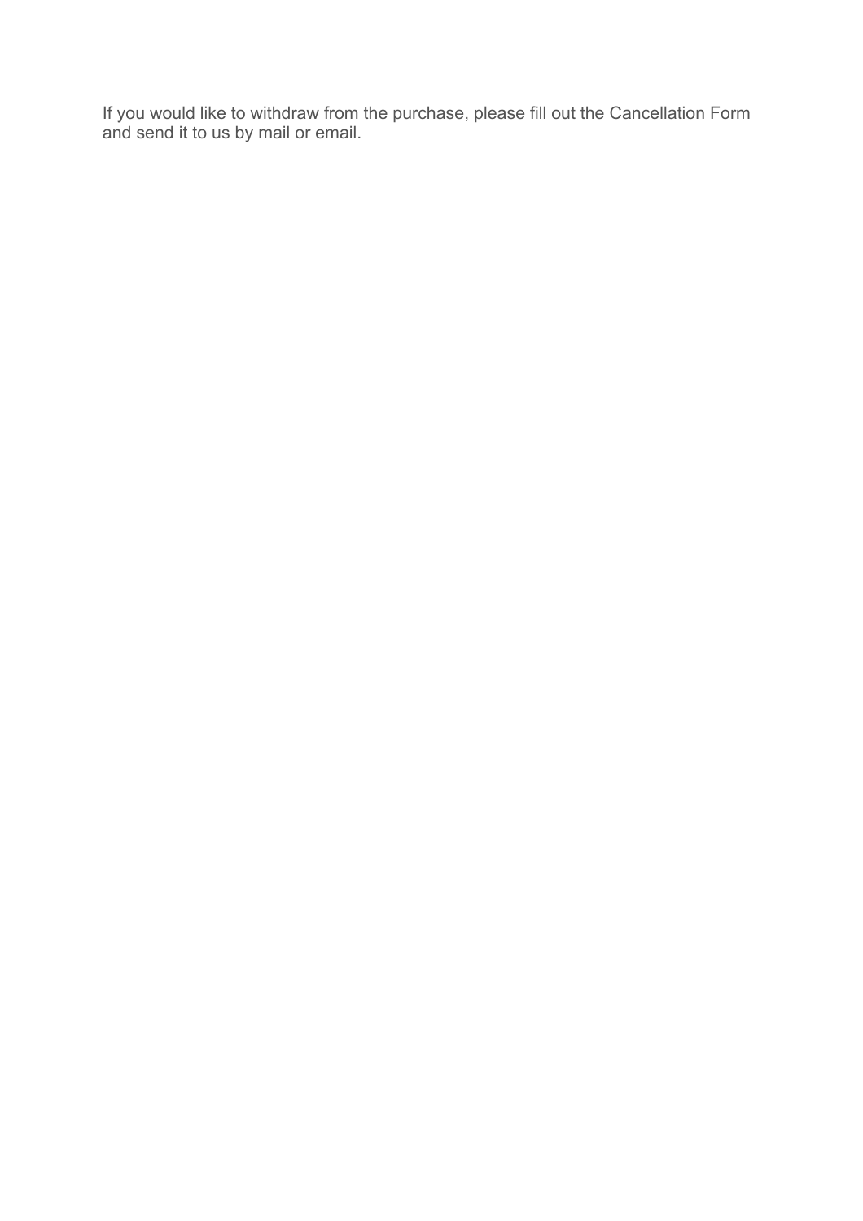If you would like to withdraw from the purchase, please fill out the Cancellation Form and send it to us by mail or email.